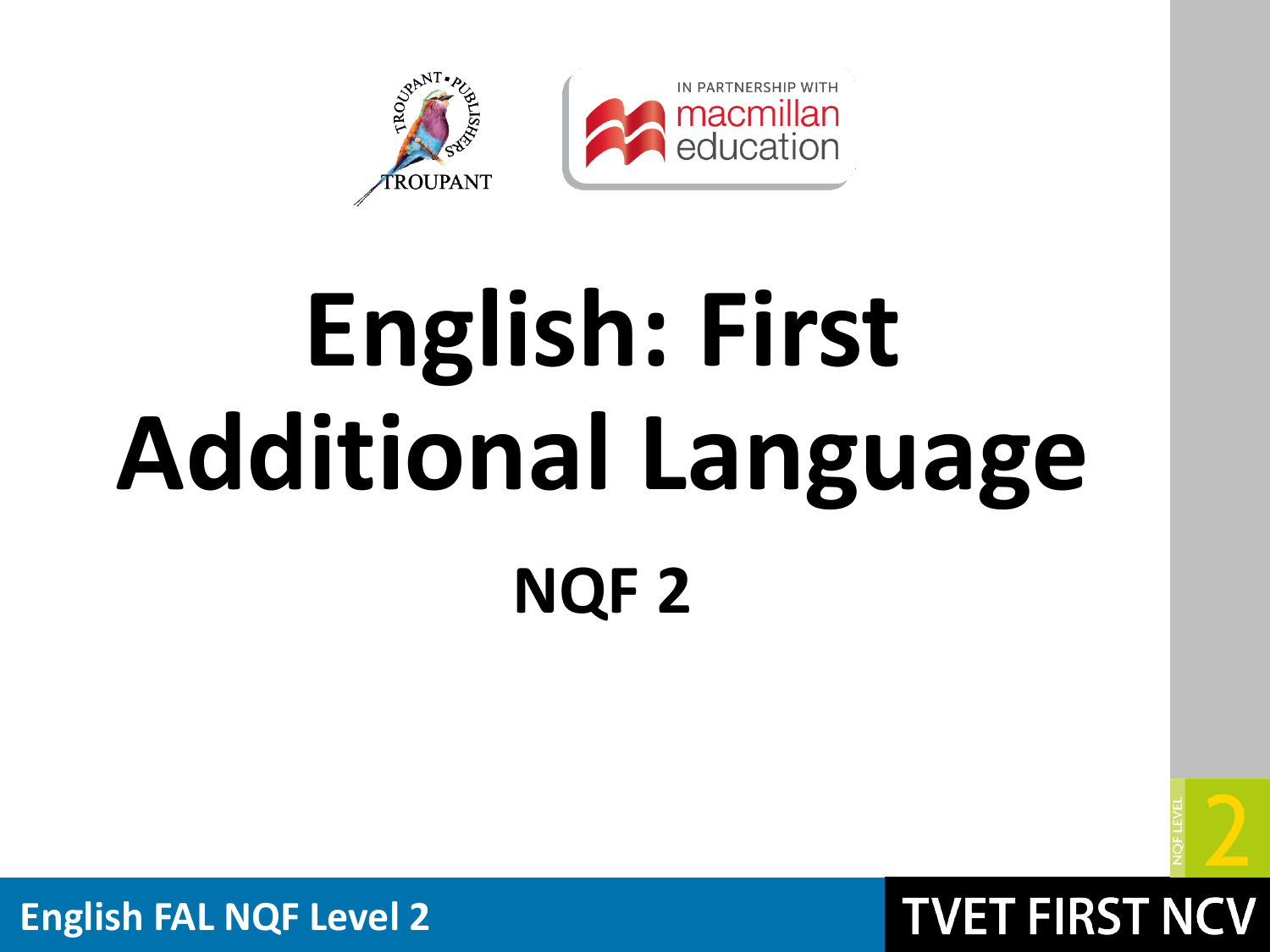IN PARTNERSHIP WITH macmillan education

# English: First Additional Language

## NQF 2

NQF LEVEL 2

English FAL NQF Level 2

TVET FIRST NCV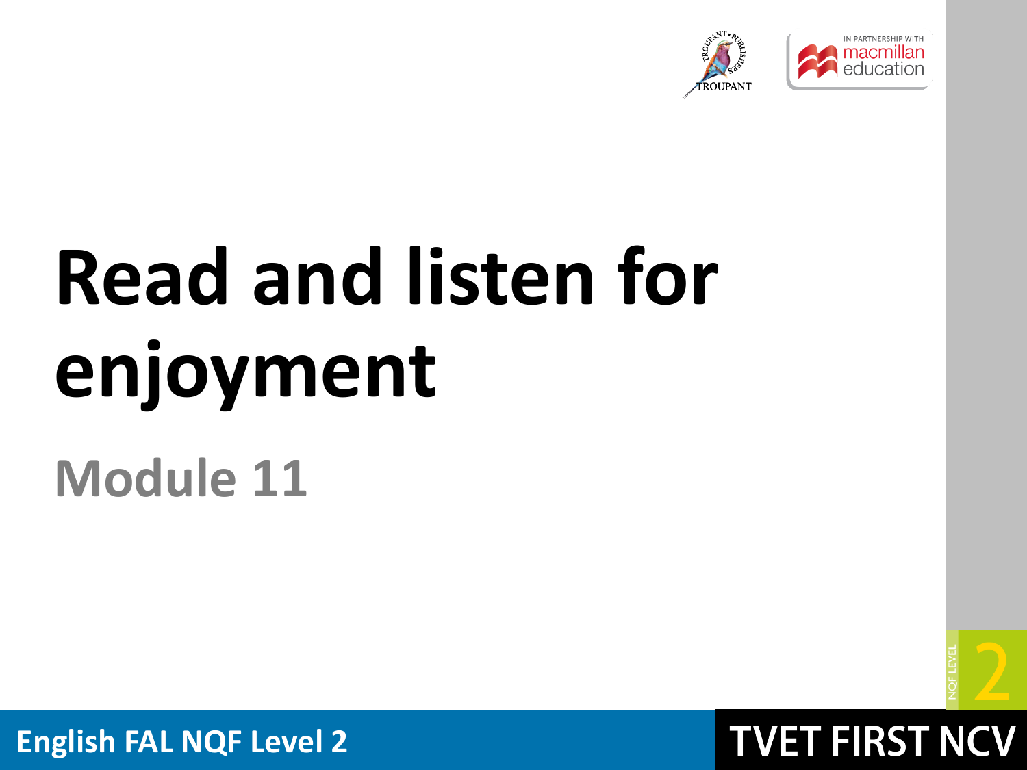# Read and listen for enjoyment

## Module 11

English FAL NQF Level 2

TVET FIRST NCV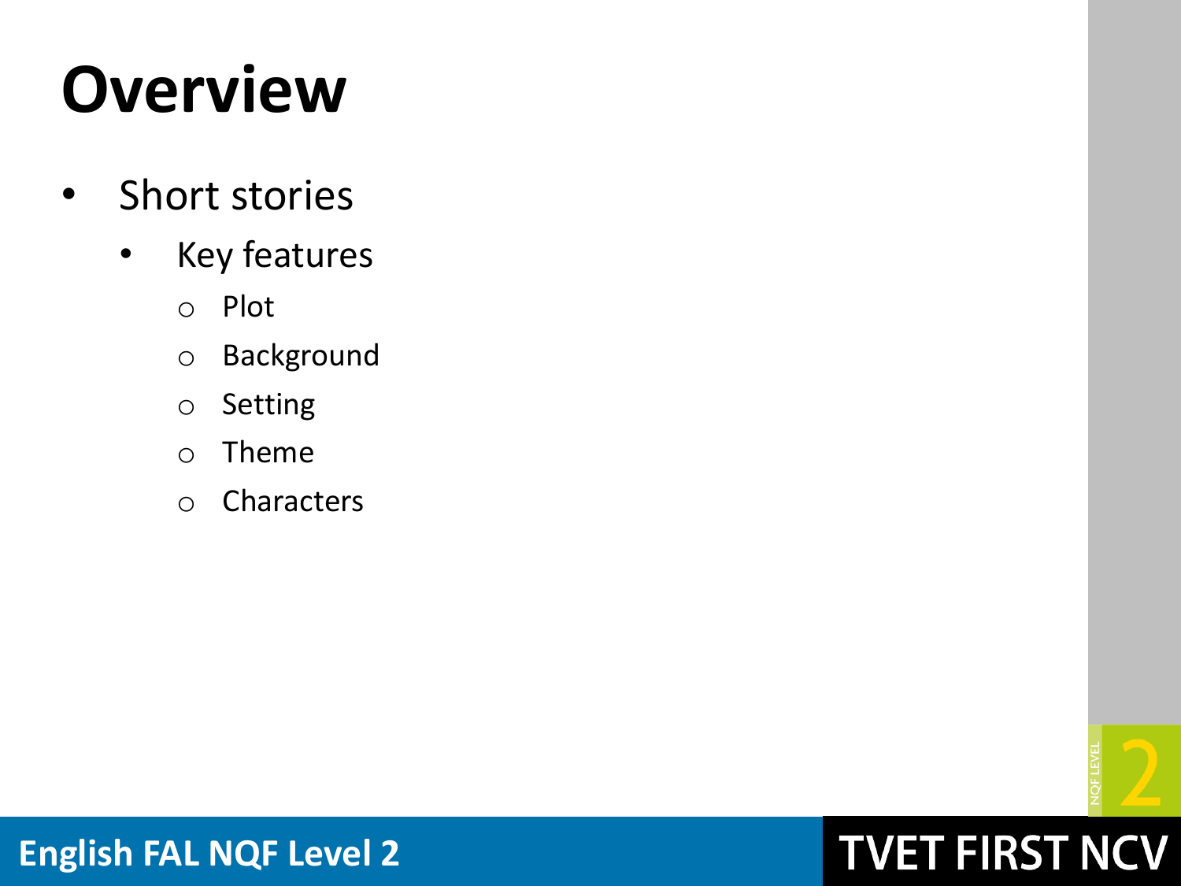# Overview

- Short stories
  - Key features
    - Plot
    - Background
    - Setting
    - Theme
    - Characters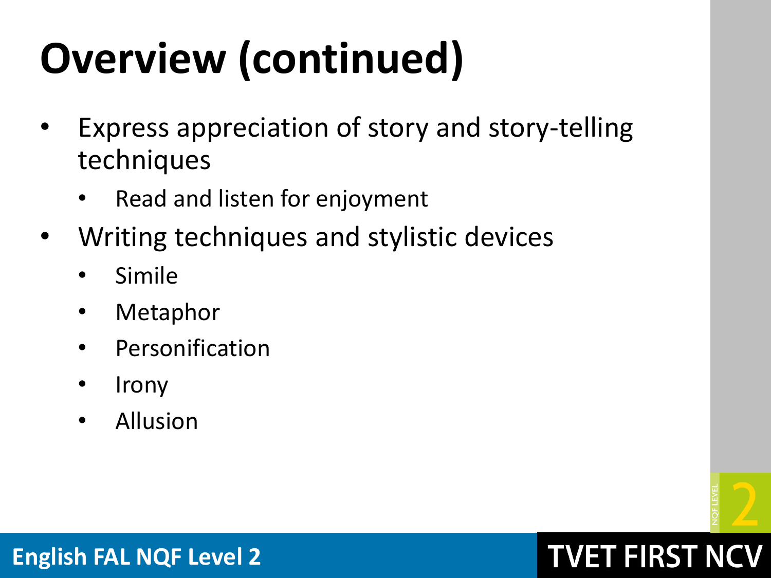# Overview (continued)

- Express appreciation of story and story-telling techniques
  - Read and listen for enjoyment
- Writing techniques and stylistic devices
  - Simile
  - Metaphor
  - Personification
  - Irony
  - Allusion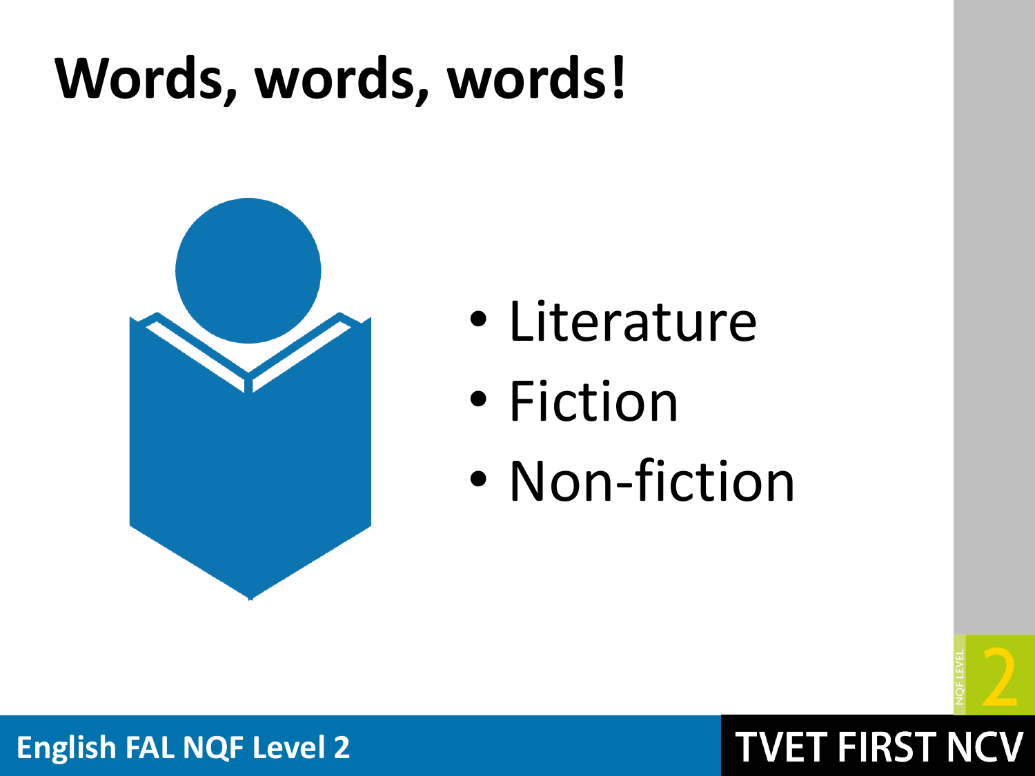# Words, words, words!

- Literature
- Fiction
- Non-fiction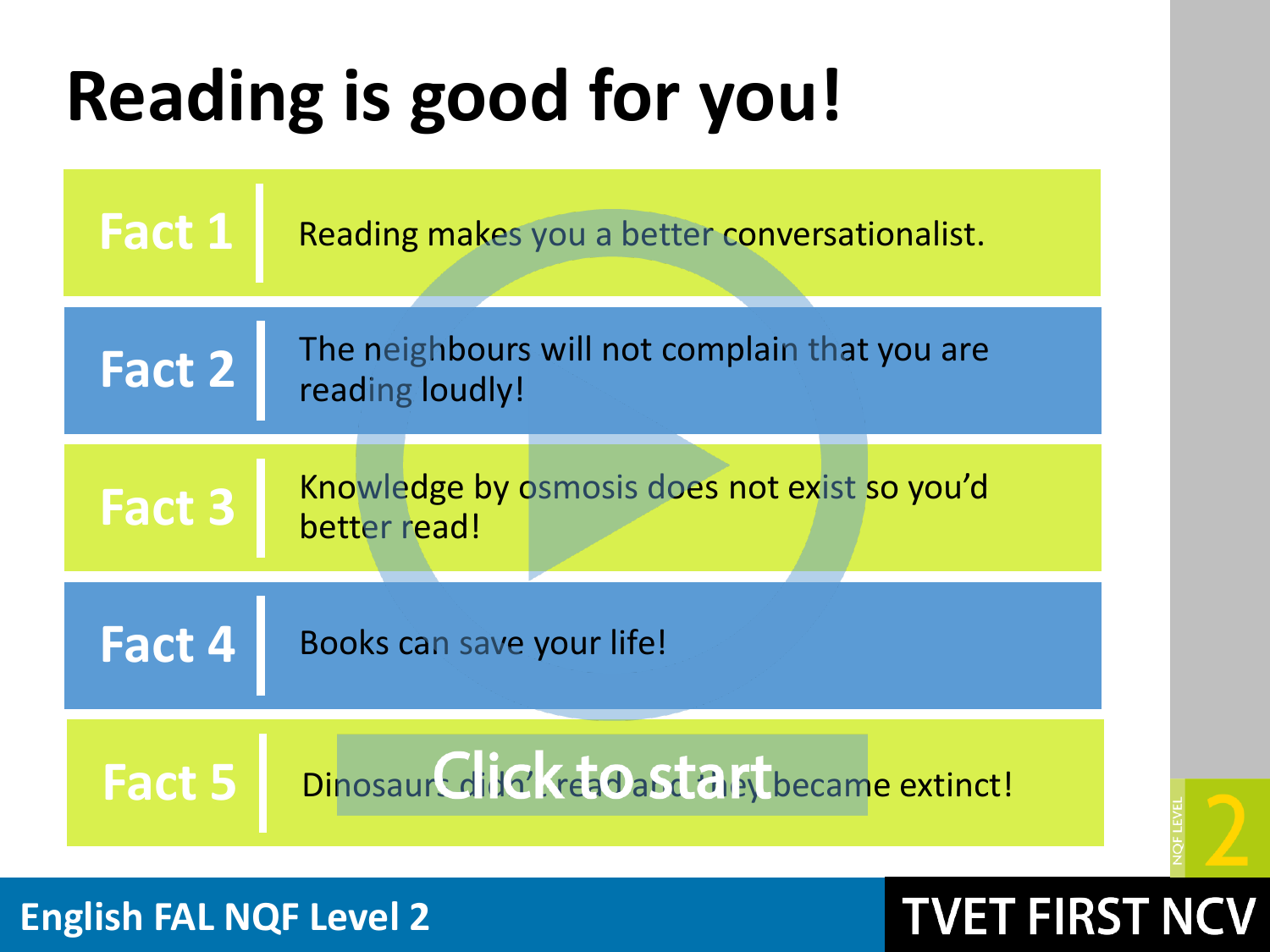# Reading is good for you!

| | |
|---|---|
| **Fact 1** | Reading makes you a better conversationalist. |
| **Fact 2** | The neighbours will not complain that you are reading loudly! |
| **Fact 3** | Knowledge by osmosis does not exist so you'd better read! |
| **Fact 4** | Books can save your life! |
| **Fact 5** | Dinosaurs didn't read and they became extinct! |

Click to start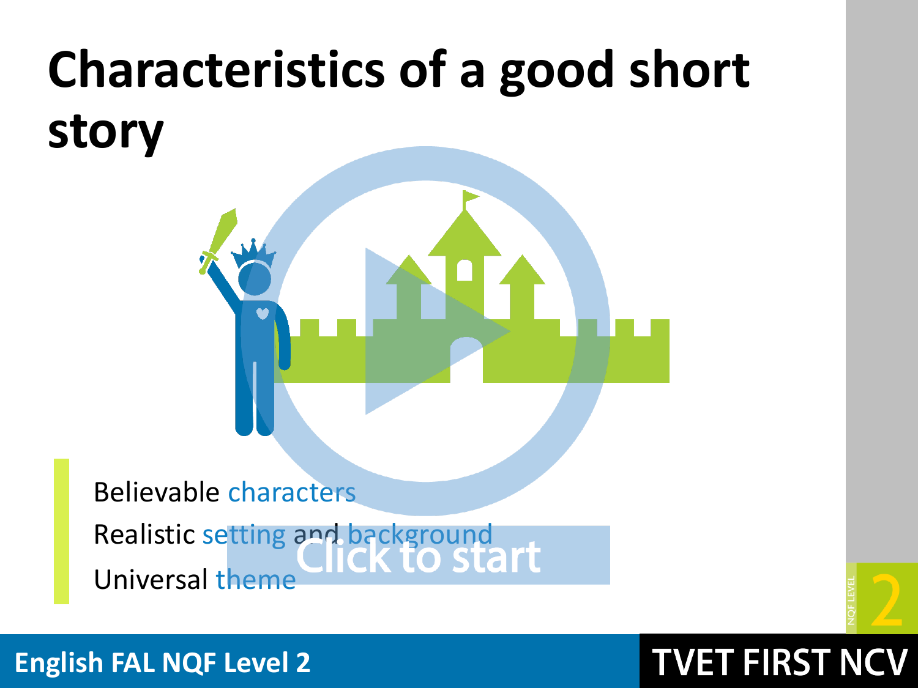# Characteristics of a good short story

Believable characters

Realistic setting and background

Universal theme

Click to start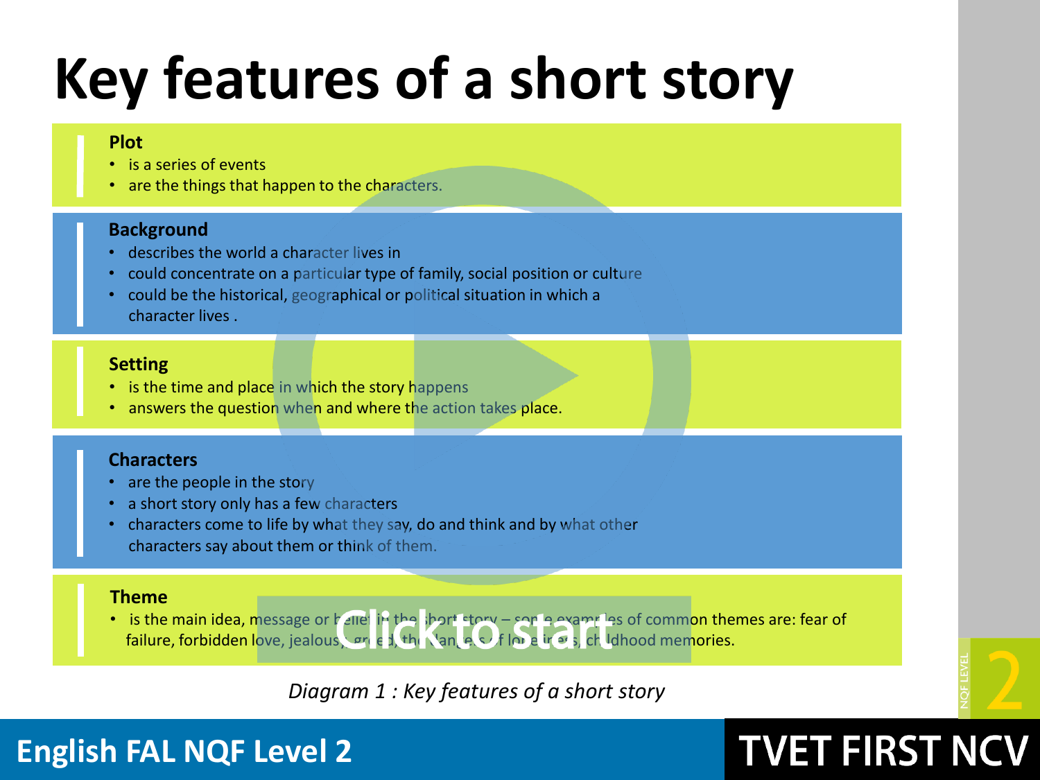# Key features of a short story

**Plot**

- is a series of events
- are the things that happen to the characters.

**Background**

- describes the world a character lives in
- could concentrate on a particular type of family, social position or culture
- could be the historical, geographical or political situation in which a character lives .

**Setting**

- is the time and place in which the story happens
- answers the question when and where the action takes place.

**Characters**

- are the people in the story
- a short story only has a few characters
- characters come to life by what they say, do and think and by what other characters say about them or think of them.

**Theme**

- is the main idea, message or belief in the short story – some examples of common themes are: fear of failure, forbidden love, jealousy, greed, the dangers of love triangles, childhood memories.

*Diagram 1 : Key features of a short story*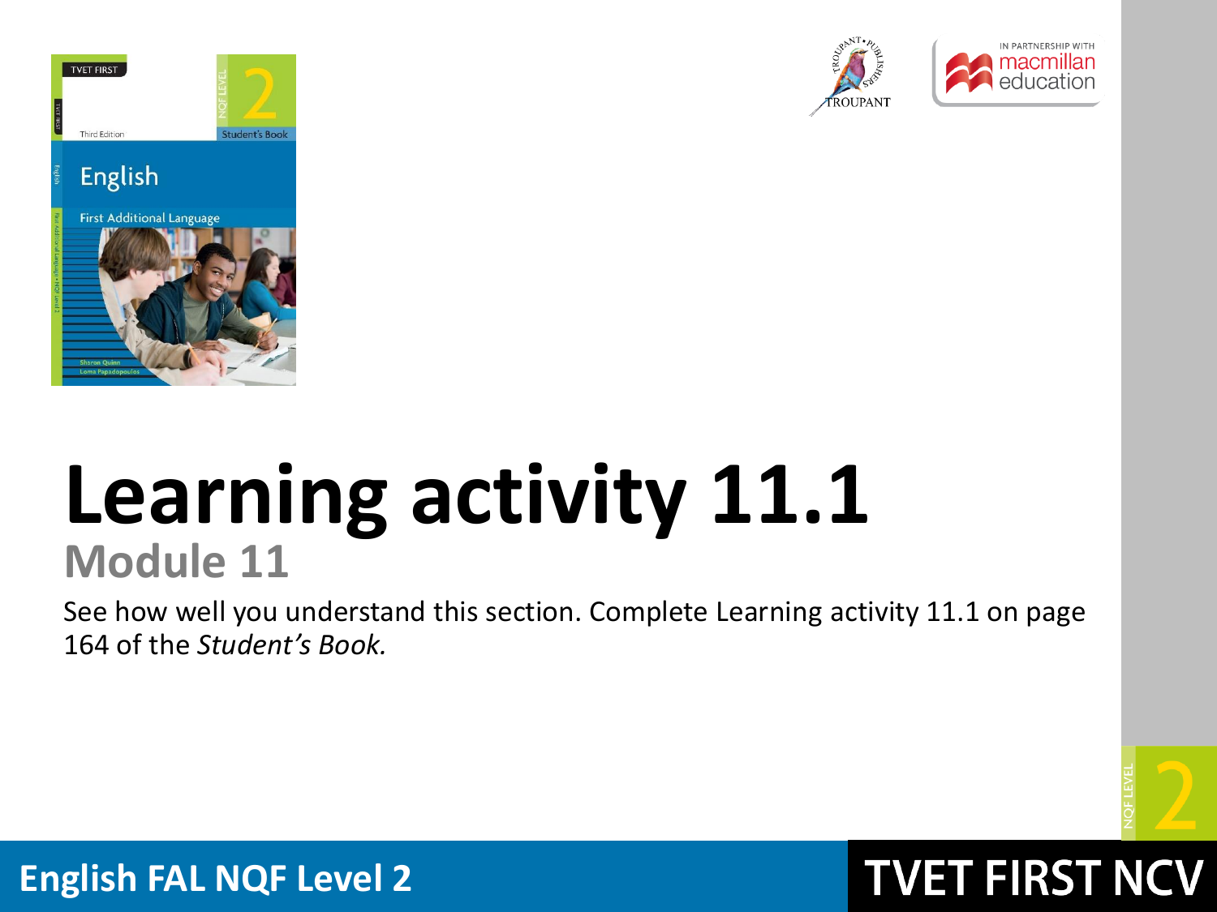# Learning activity 11.1

## Module 11

See how well you understand this section. Complete Learning activity 11.1 on page 164 of the *Student's Book.*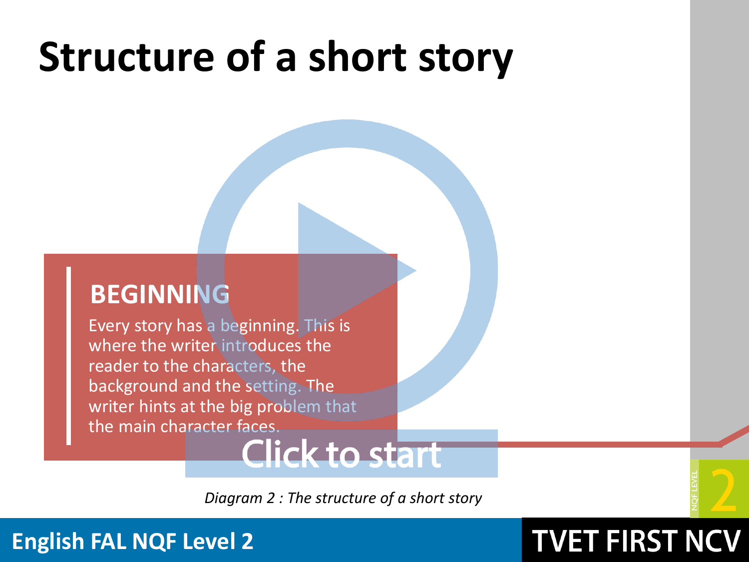# Structure of a short story

**BEGINNING**

Every story has a beginning. This is where the writer introduces the reader to the characters, the background and the setting. The writer hints at the big problem that the main character faces.

Click to start

*Diagram 2 : The structure of a short story*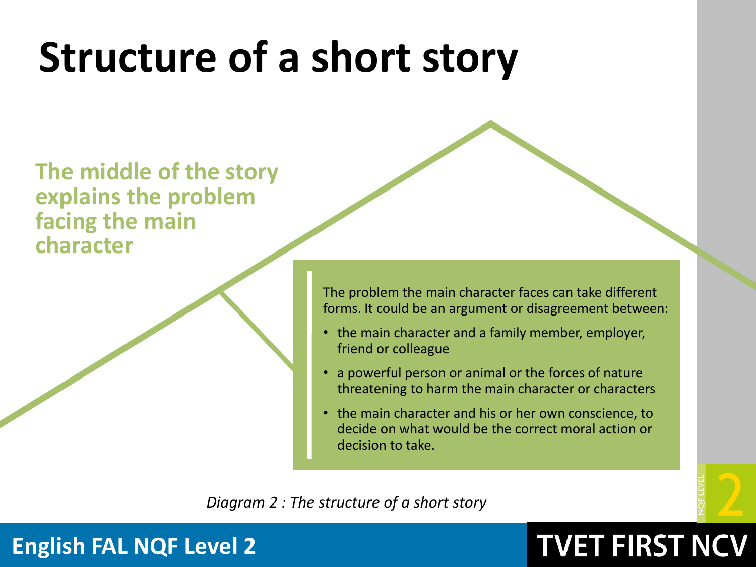# Structure of a short story

**The middle of the story explains the problem facing the main character**

The problem the main character faces can take different forms. It could be an argument or disagreement between:

- the main character and a family member, employer, friend or colleague
- a powerful person or animal or the forces of nature threatening to harm the main character or characters
- the main character and his or her own conscience, to decide on what would be the correct moral action or decision to take.

*Diagram 2 : The structure of a short story*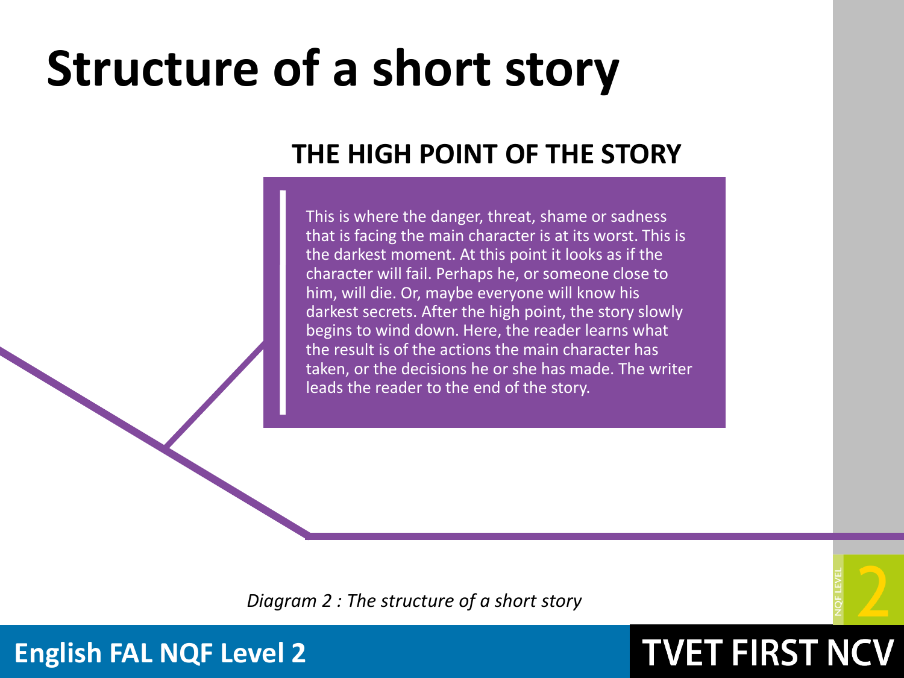# Structure of a short story

## THE HIGH POINT OF THE STORY

This is where the danger, threat, shame or sadness that is facing the main character is at its worst. This is the darkest moment. At this point it looks as if the character will fail. Perhaps he, or someone close to him, will die. Or, maybe everyone will know his darkest secrets. After the high point, the story slowly begins to wind down. Here, the reader learns what the result is of the actions the main character has taken, or the decisions he or she has made. The writer leads the reader to the end of the story.

*Diagram 2 : The structure of a short story*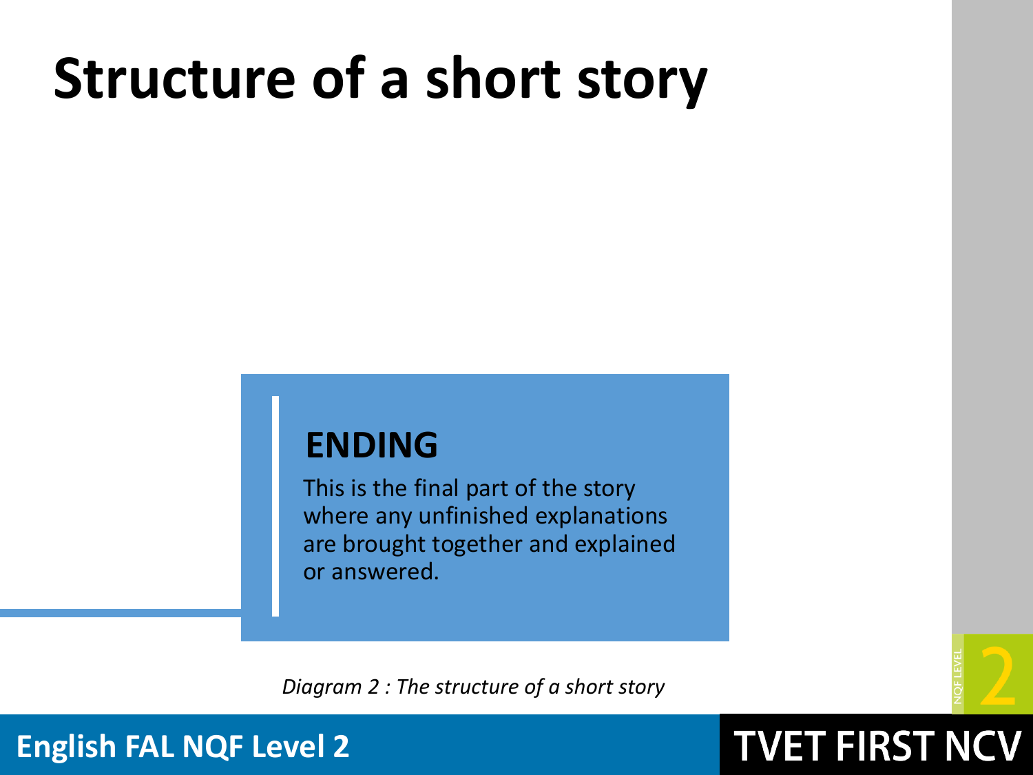# Structure of a short story

**ENDING**

This is the final part of the story where any unfinished explanations are brought together and explained or answered.

*Diagram 2 : The structure of a short story*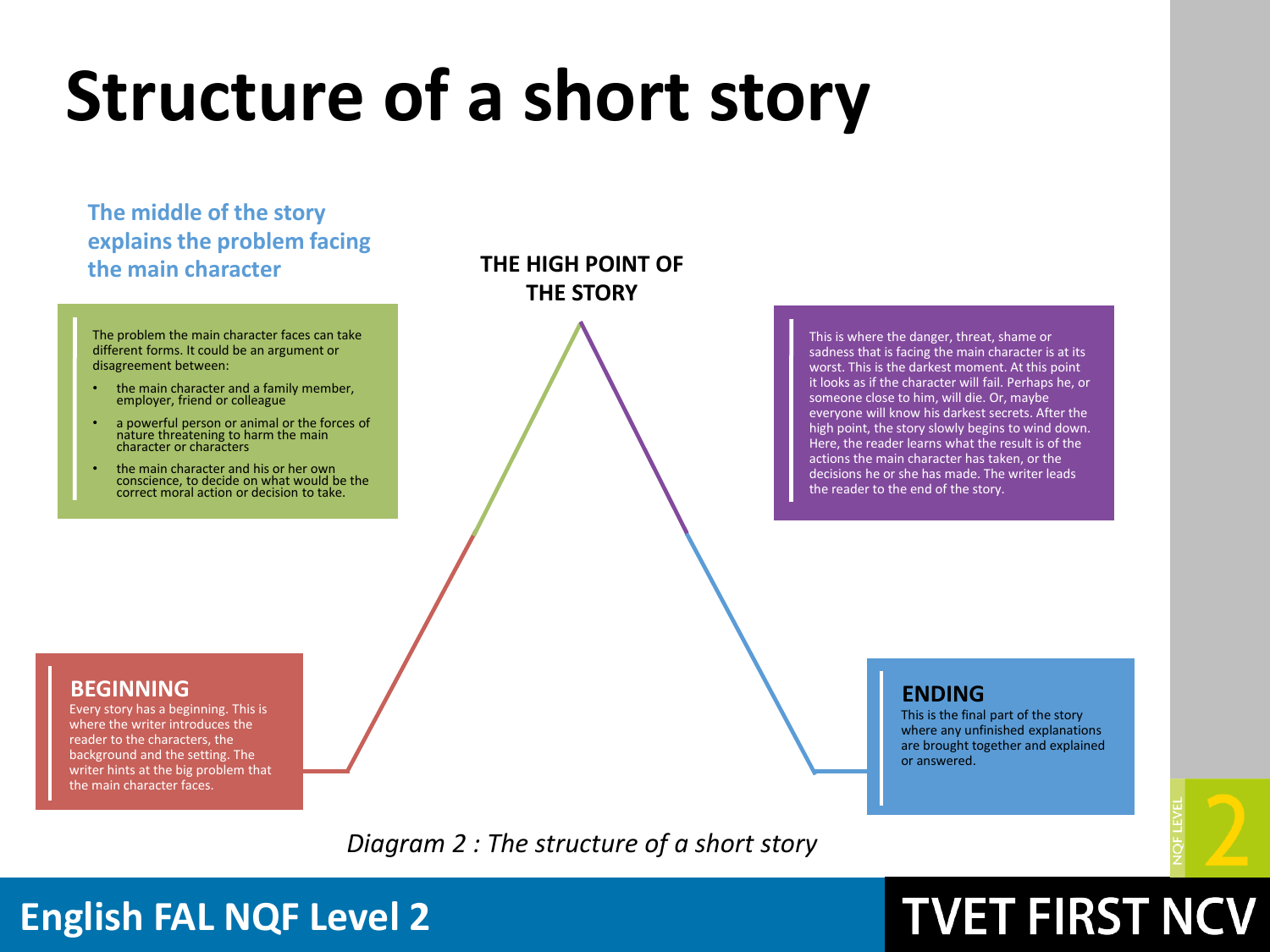# Structure of a short story

**The middle of the story explains the problem facing the main character**

The problem the main character faces can take different forms. It could be an argument or disagreement between:

- the main character and a family member, employer, friend or colleague
- a powerful person or animal or the forces of nature threatening to harm the main character or characters
- the main character and his or her own conscience, to decide on what would be the correct moral action or decision to take.

**THE HIGH POINT OF THE STORY**

This is where the danger, threat, shame or sadness that is facing the main character is at its worst. This is the darkest moment. At this point it looks as if the character will fail. Perhaps he, or someone close to him, will die. Or, maybe everyone will know his darkest secrets. After the high point, the story slowly begins to wind down. Here, the reader learns what the result is of the actions the main character has taken, or the decisions he or she has made. The writer leads the reader to the end of the story.

**BEGINNING**

Every story has a beginning. This is where the writer introduces the reader to the characters, the background and the setting. The writer hints at the big problem that the main character faces.

**ENDING**

This is the final part of the story where any unfinished explanations are brought together and explained or answered.

*Diagram 2 : The structure of a short story*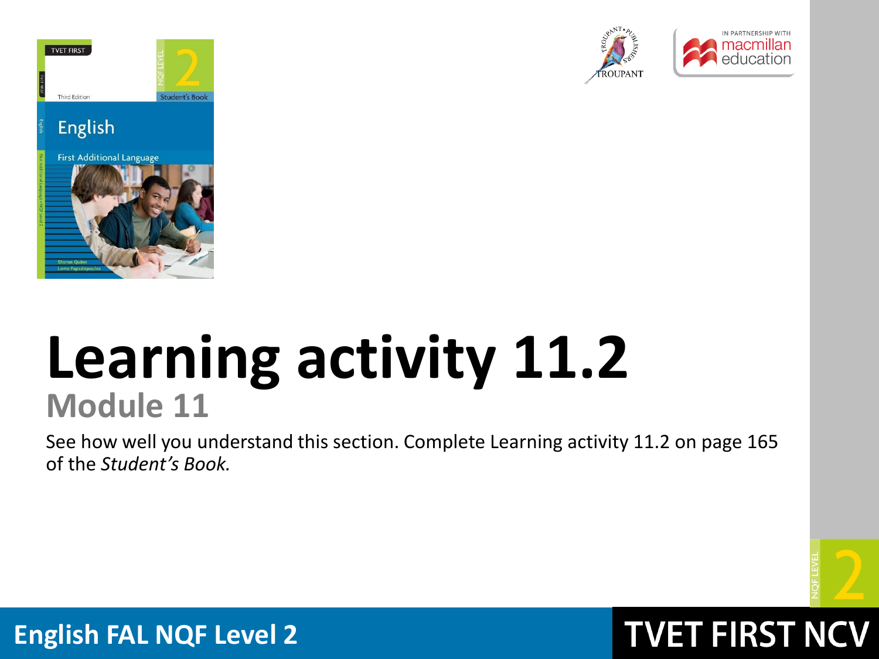# Learning activity 11.2

## Module 11

See how well you understand this section. Complete Learning activity 11.2 on page 165 of the *Student's Book.*

**English FAL NQF Level 2**

**TVET FIRST NCV**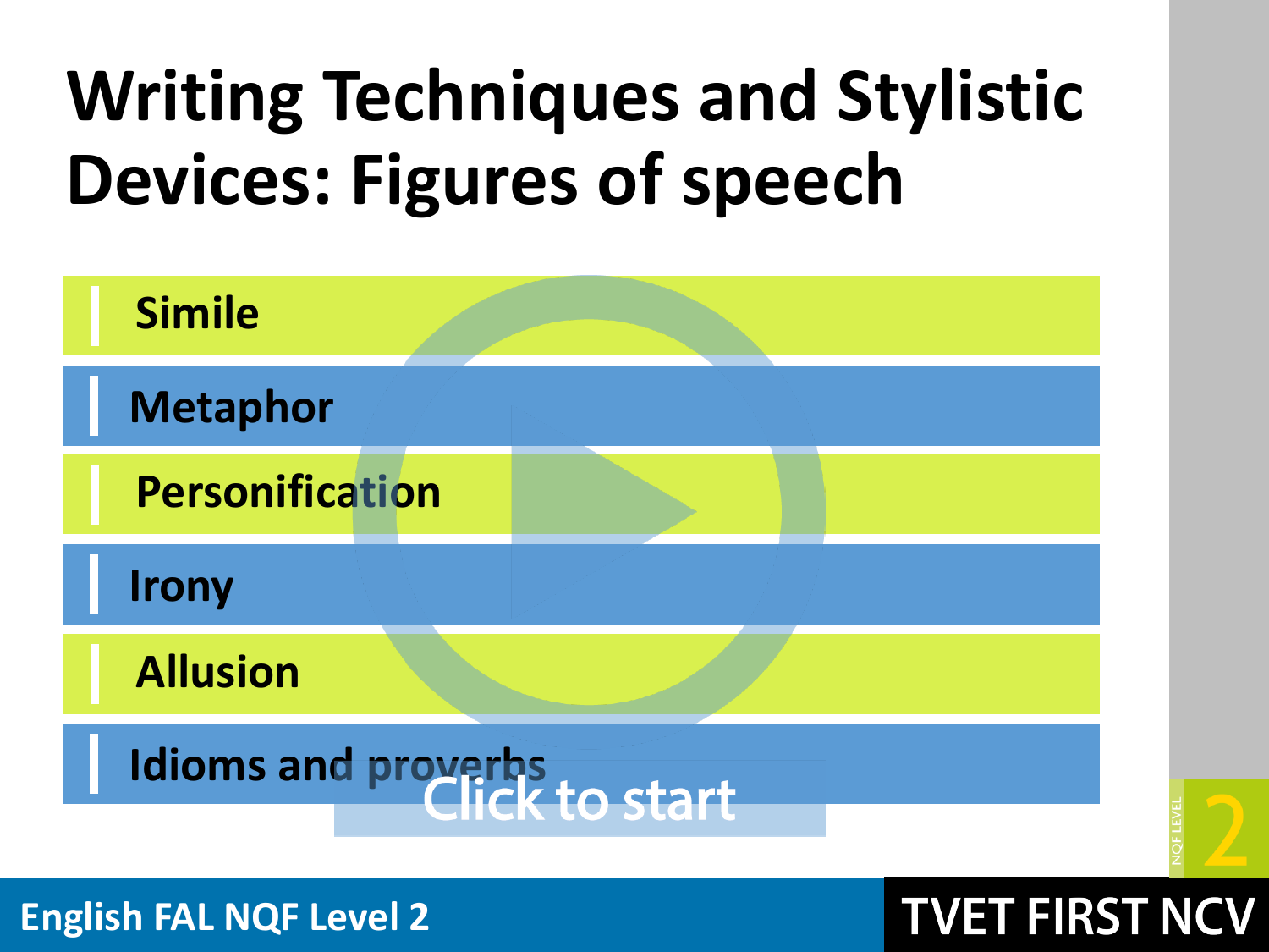# Writing Techniques and Stylistic Devices: Figures of speech

- Simile
- Metaphor
- Personification
- Irony
- Allusion
- Idioms and proverbs

Click to start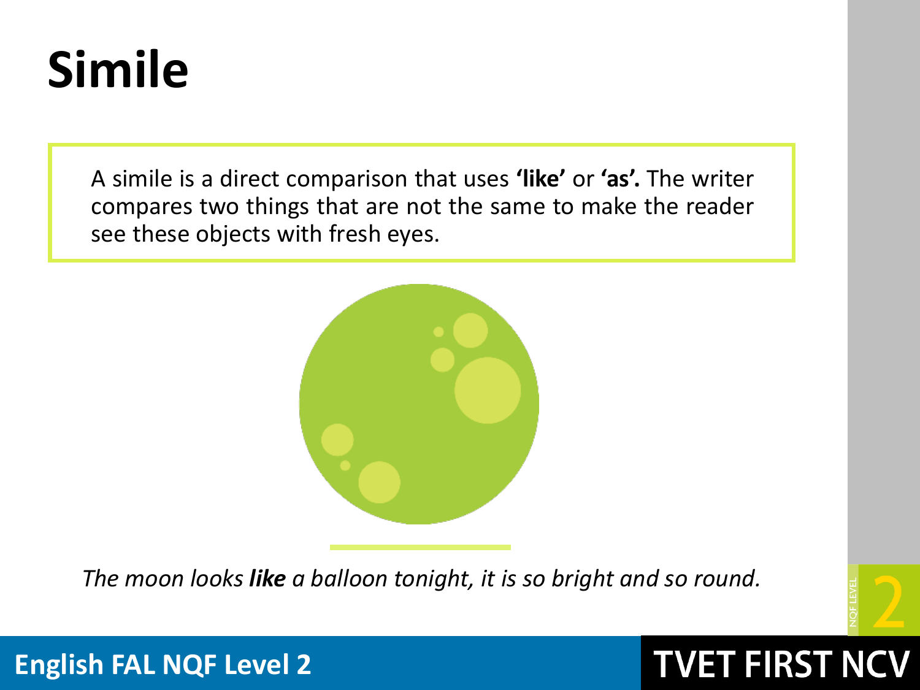# Simile

A simile is a direct comparison that uses **'like'** or **'as'.** The writer compares two things that are not the same to make the reader see these objects with fresh eyes.

*The moon looks **like** a balloon tonight, it is so bright and so round.*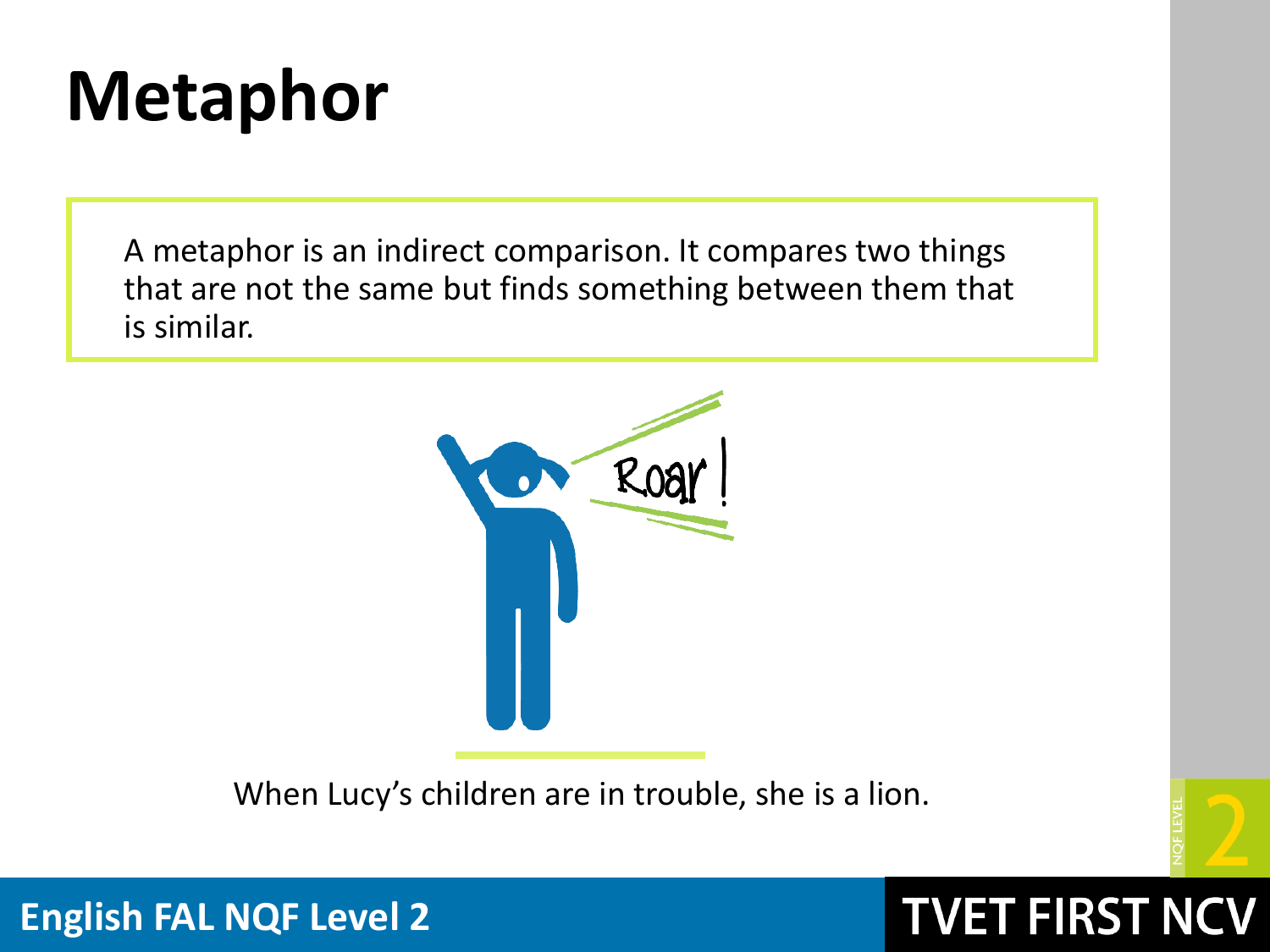# Metaphor

A metaphor is an indirect comparison. It compares two things that are not the same but finds something between them that is similar.

When Lucy's children are in trouble, she is a lion.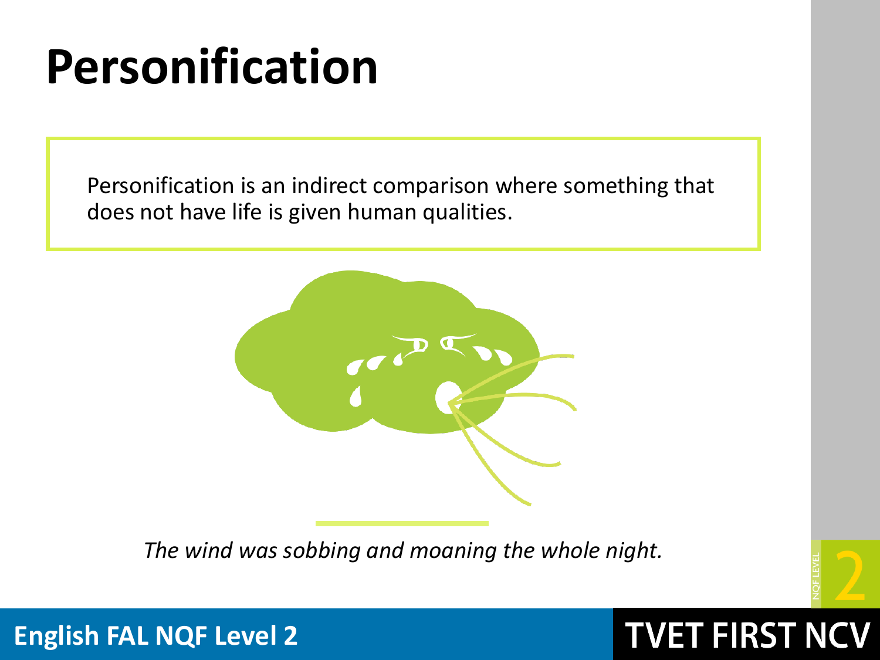# Personification

Personification is an indirect comparison where something that does not have life is given human qualities.

*The wind was sobbing and moaning the whole night.*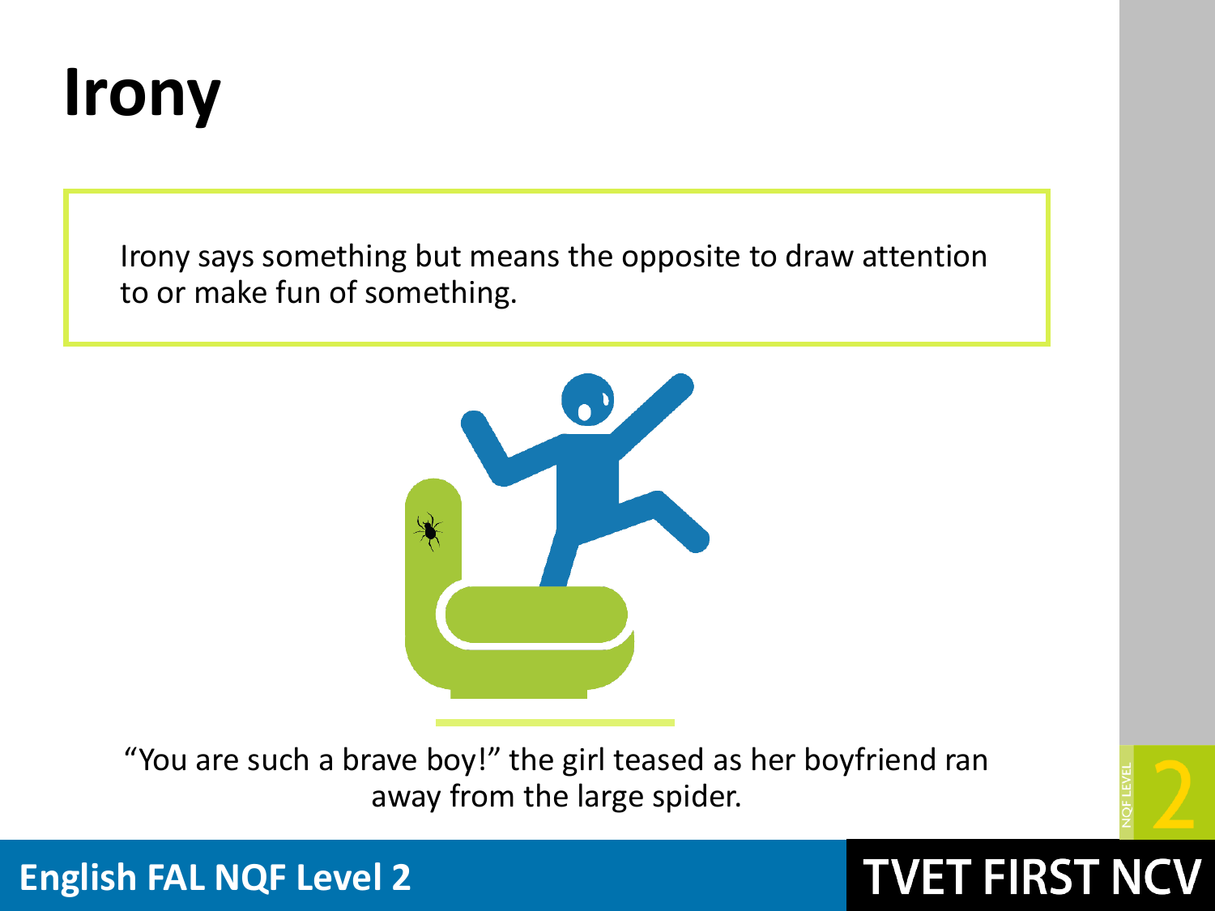# Irony

Irony says something but means the opposite to draw attention to or make fun of something.

"You are such a brave boy!" the girl teased as her boyfriend ran away from the large spider.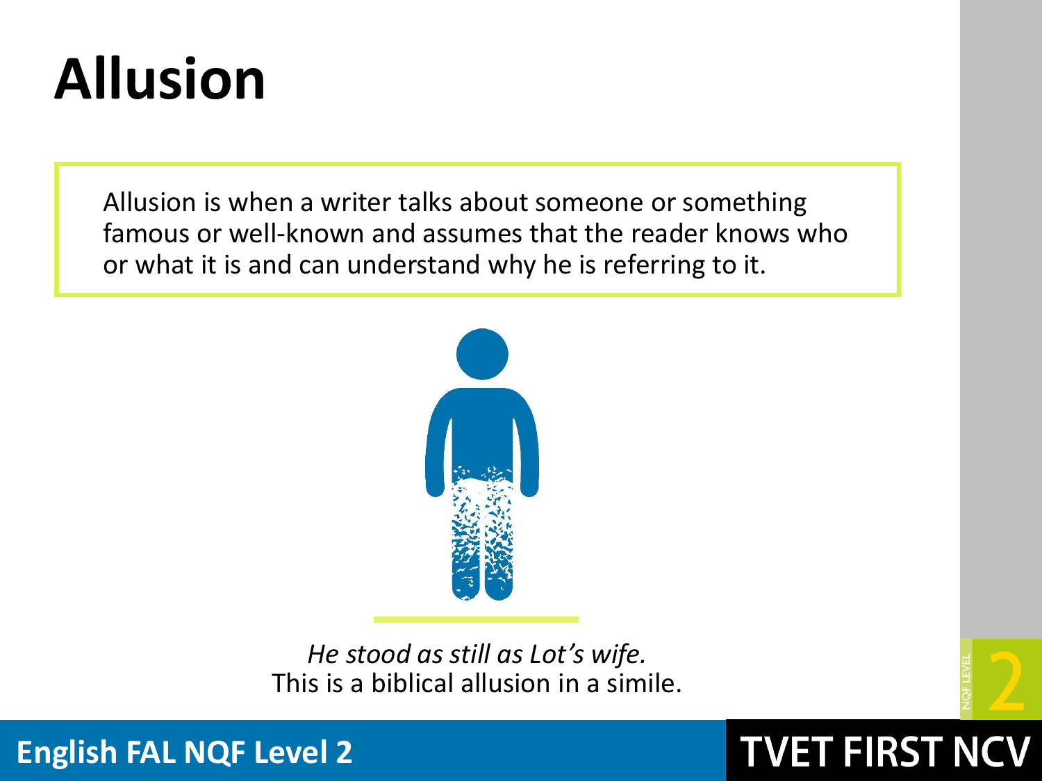# Allusion

Allusion is when a writer talks about someone or something famous or well-known and assumes that the reader knows who or what it is and can understand why he is referring to it.

*He stood as still as Lot's wife.*
This is a biblical allusion in a simile.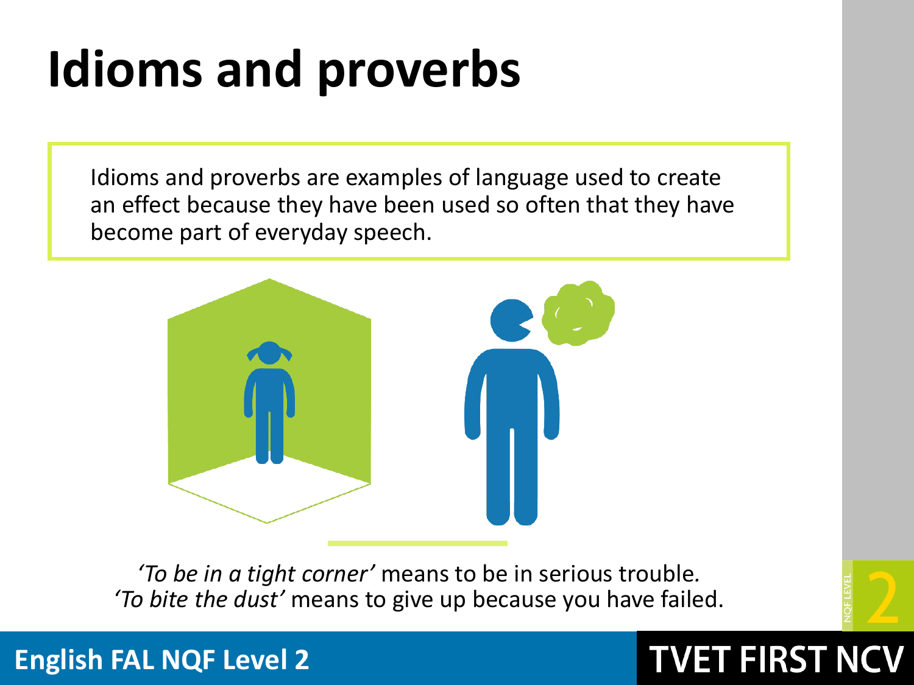# Idioms and proverbs

Idioms and proverbs are examples of language used to create an effect because they have been used so often that they have become part of everyday speech.

*'To be in a tight corner'* means to be in serious trouble.
*'To bite the dust'* means to give up because you have failed.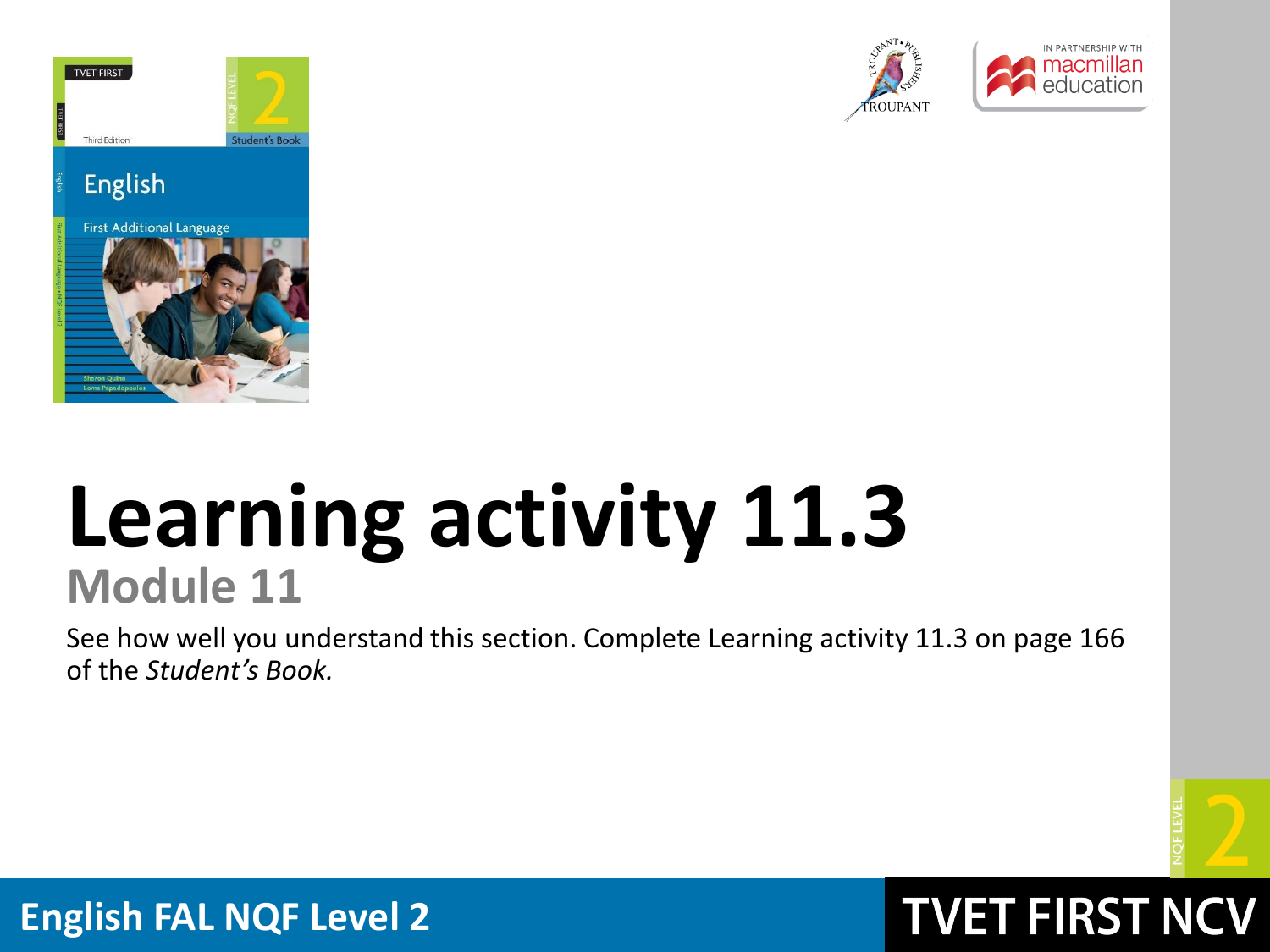# Learning activity 11.3

## Module 11

See how well you understand this section. Complete Learning activity 11.3 on page 166 of the *Student's Book.*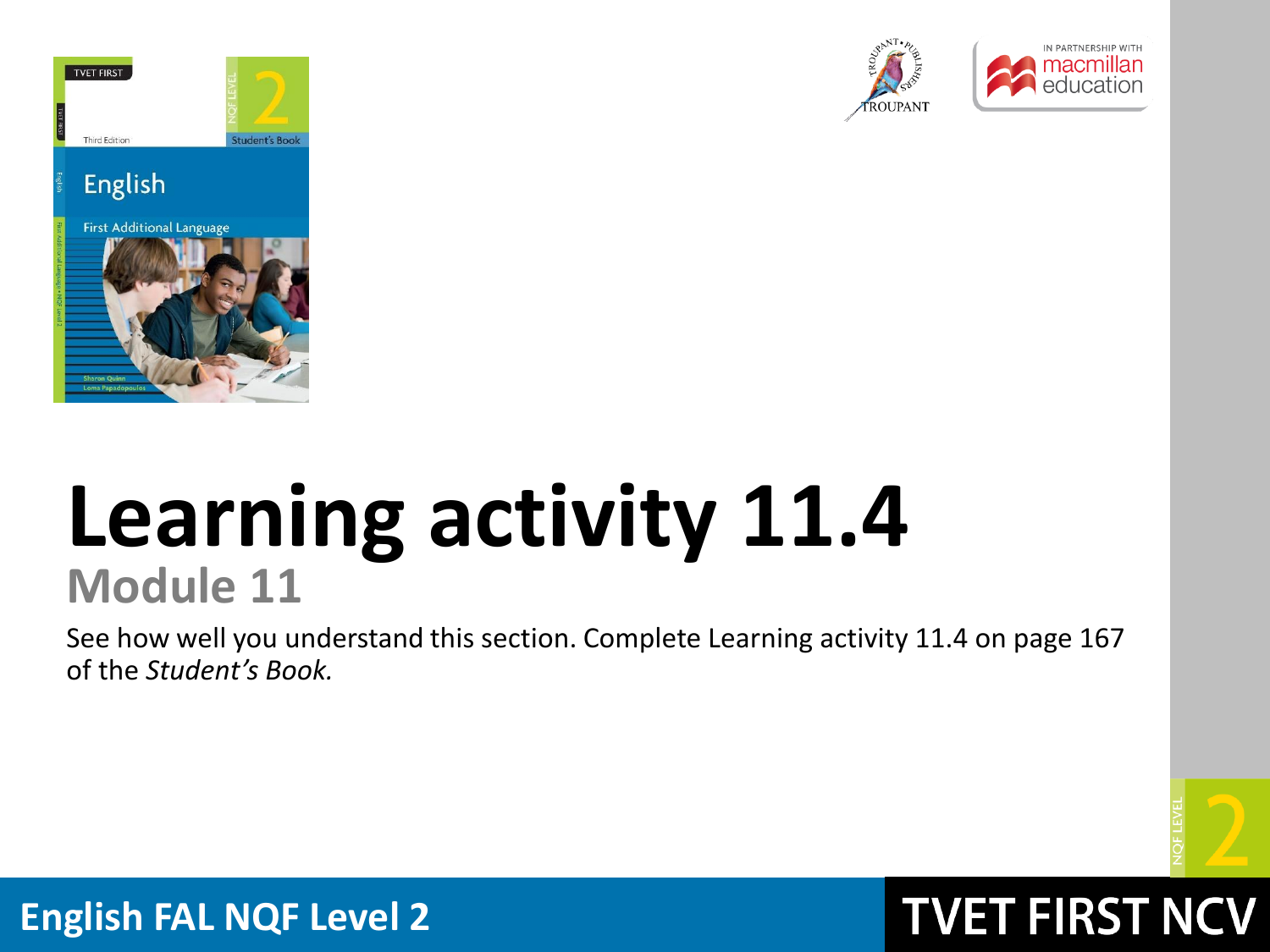# Learning activity 11.4

## Module 11

See how well you understand this section. Complete Learning activity 11.4 on page 167 of the *Student's Book.*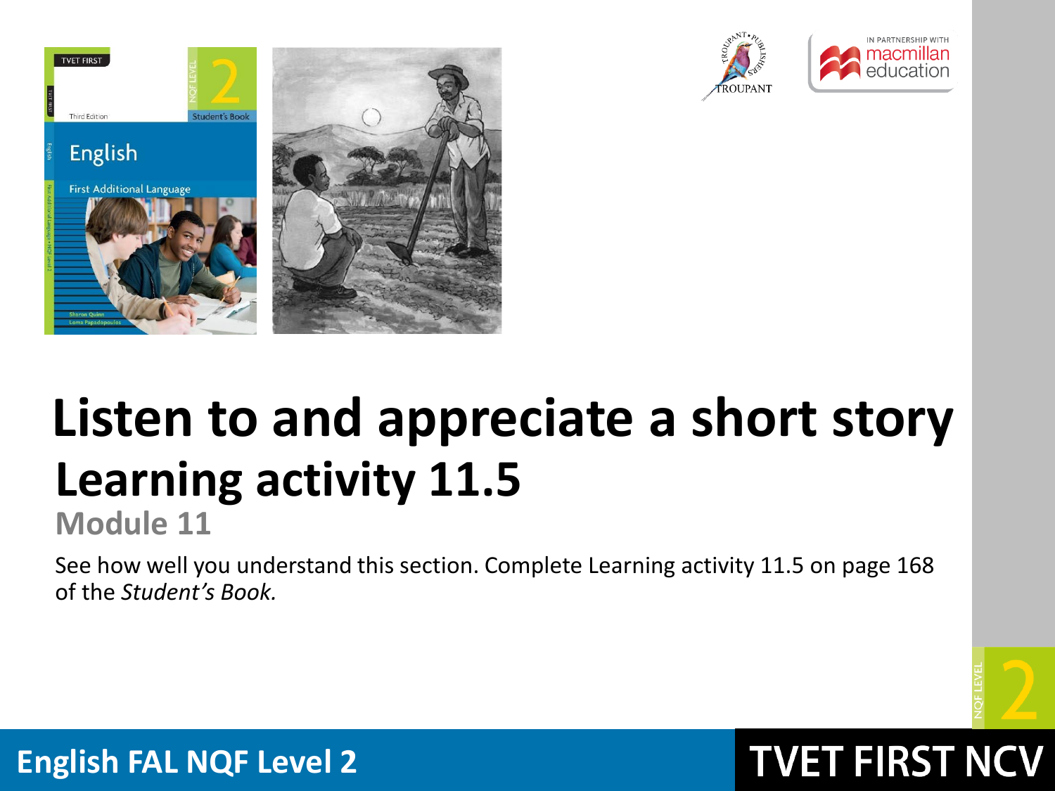# Listen to and appreciate a short story

## Learning activity 11.5

### Module 11

See how well you understand this section. Complete Learning activity 11.5 on page 168 of the *Student's Book.*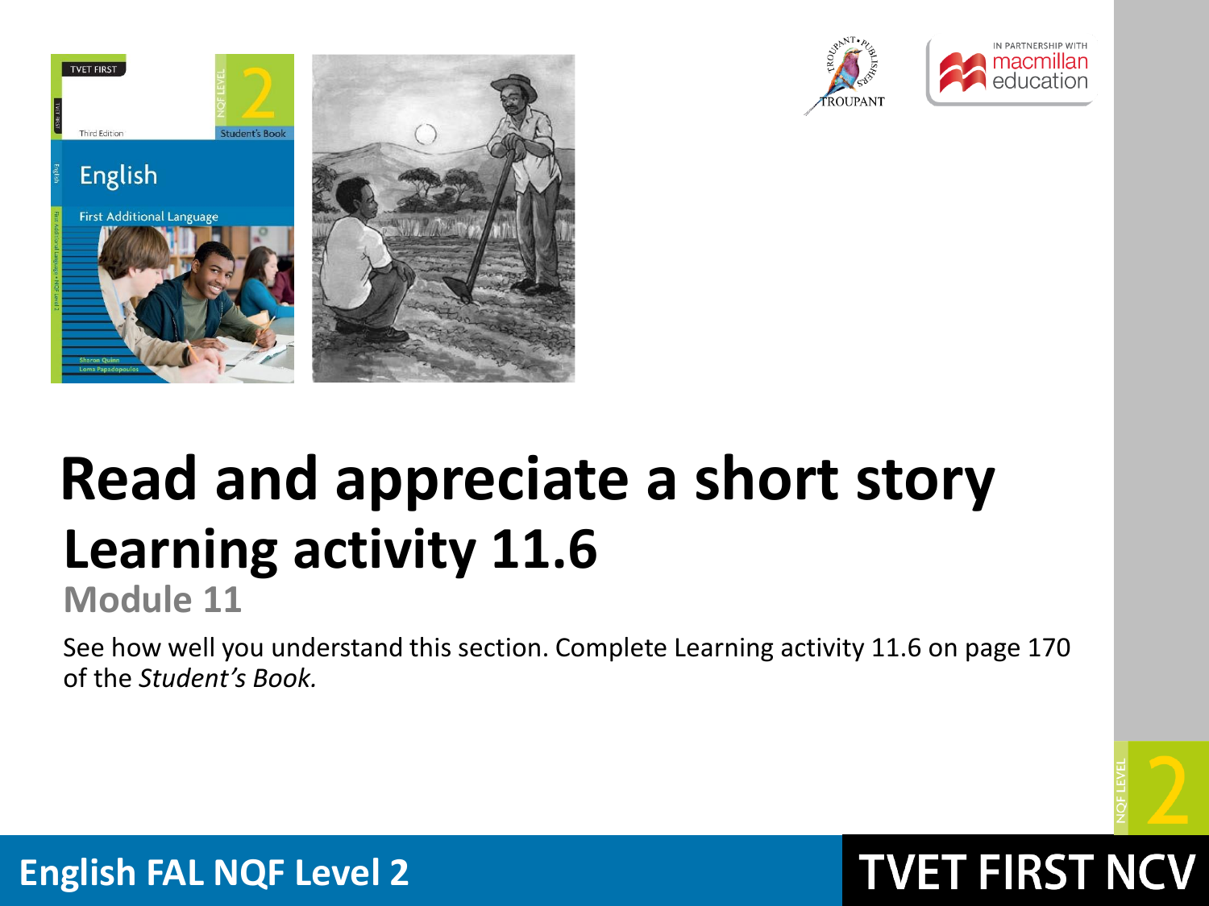# Read and appreciate a short story

## Learning activity 11.6

### Module 11

See how well you understand this section. Complete Learning activity 11.6 on page 170 of the *Student's Book.*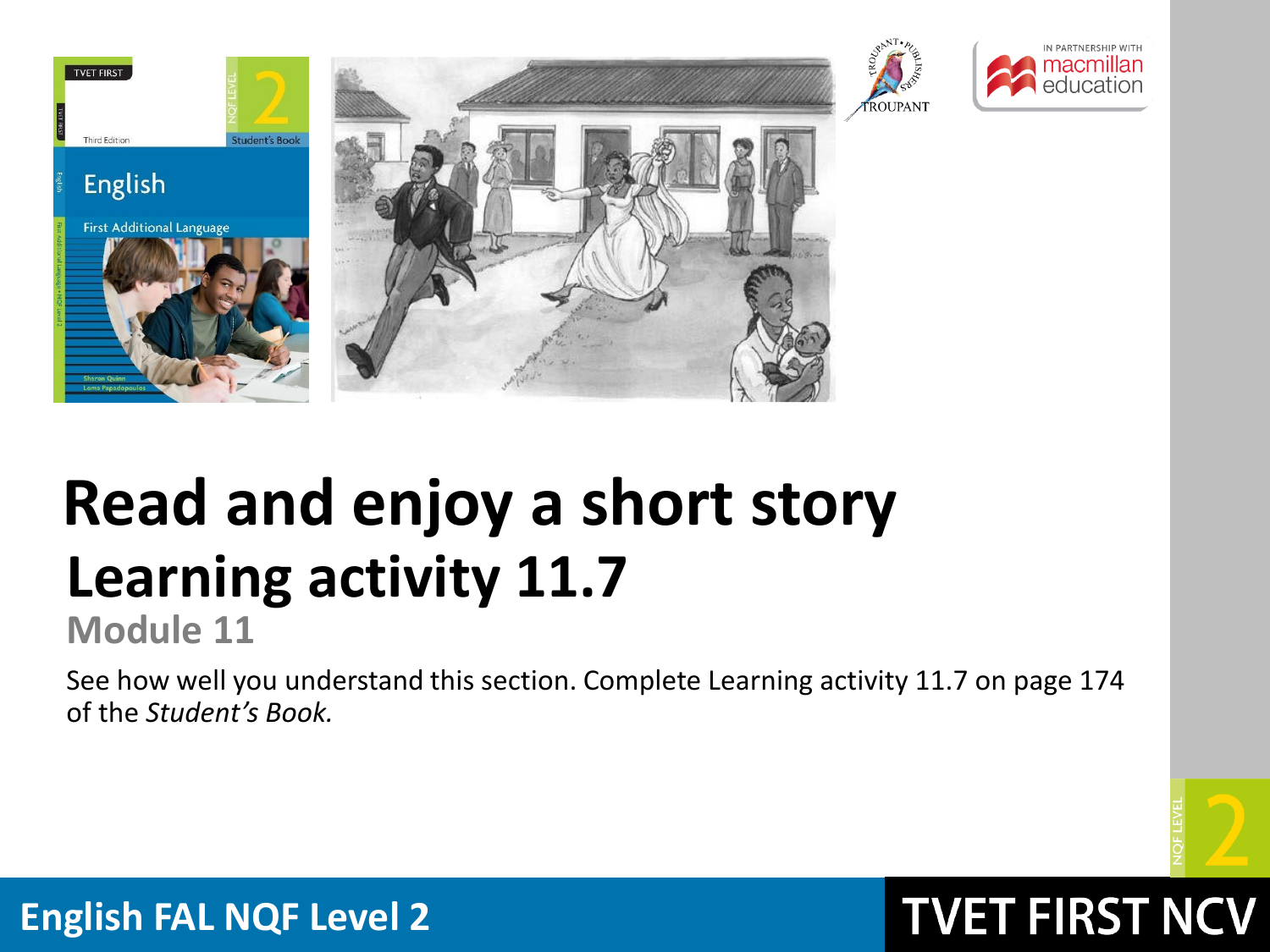# Read and enjoy a short story

## Learning activity 11.7

### Module 11

See how well you understand this section. Complete Learning activity 11.7 on page 174 of the *Student's Book.*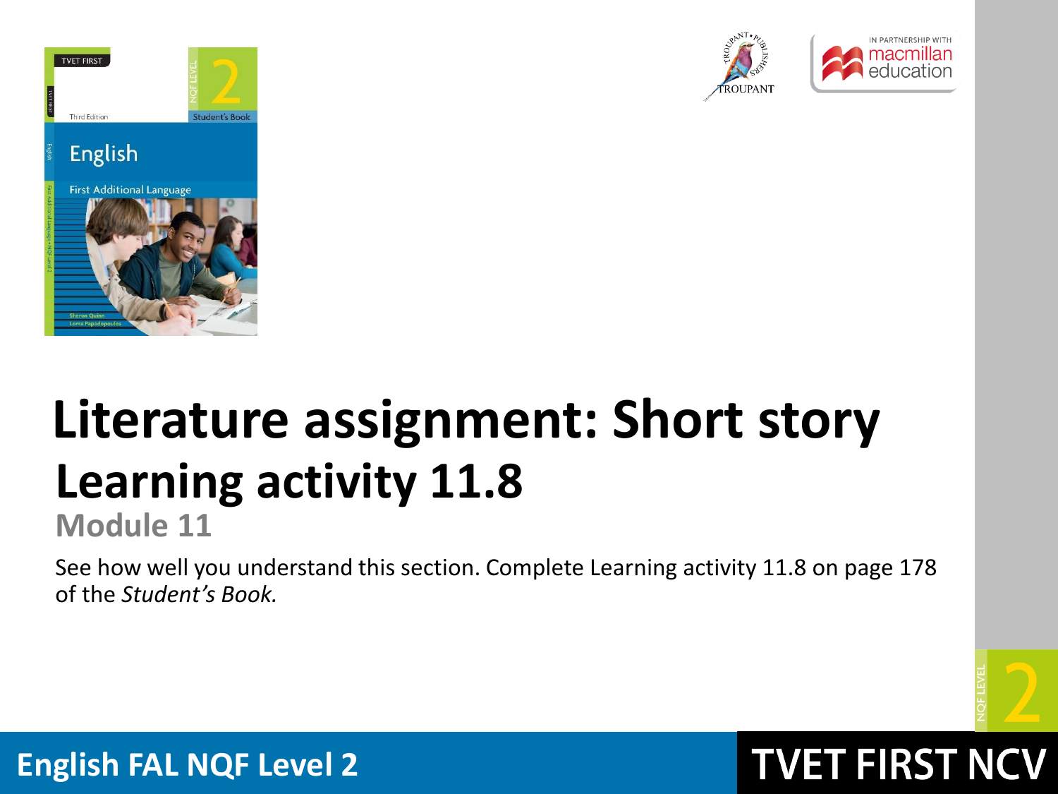# Literature assignment: Short story

## Learning activity 11.8

### Module 11

See how well you understand this section. Complete Learning activity 11.8 on page 178 of the *Student's Book.*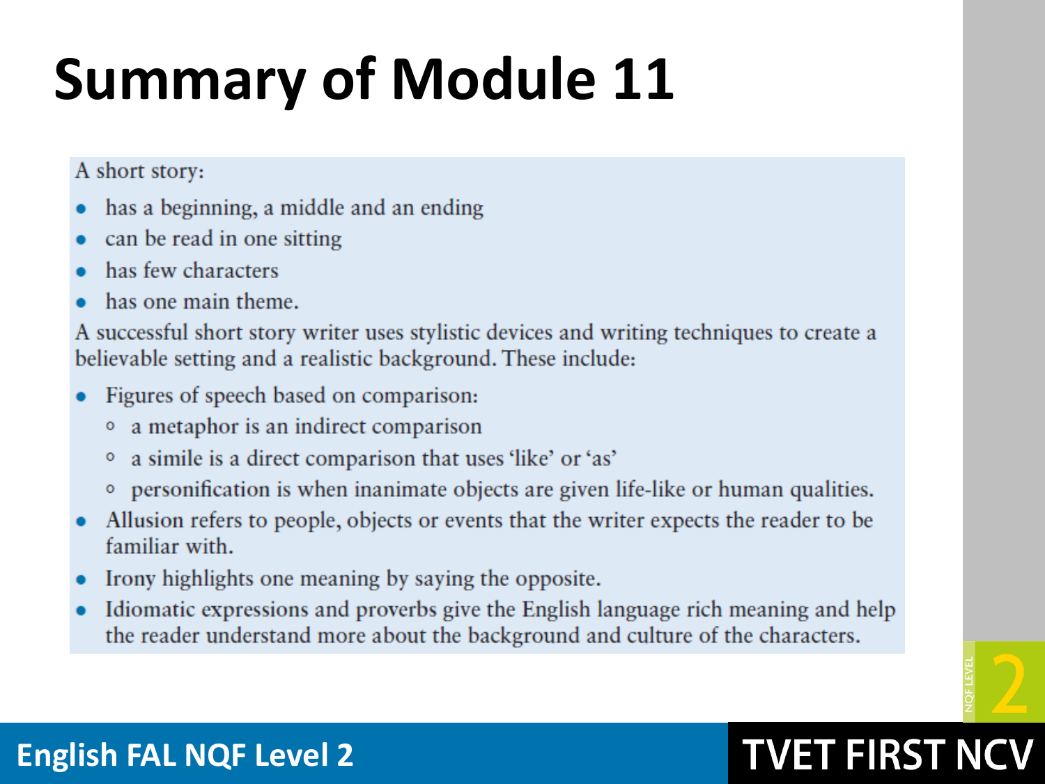# Summary of Module 11

A short story:

- has a beginning, a middle and an ending
- can be read in one sitting
- has few characters
- has one main theme.

A successful short story writer uses stylistic devices and writing techniques to create a believable setting and a realistic background. These include:

- Figures of speech based on comparison:
  - a metaphor is an indirect comparison
  - a simile is a direct comparison that uses 'like' or 'as'
  - personification is when inanimate objects are given life-like or human qualities.
- Allusion refers to people, objects or events that the writer expects the reader to be familiar with.
- Irony highlights one meaning by saying the opposite.
- Idiomatic expressions and proverbs give the English language rich meaning and help the reader understand more about the background and culture of the characters.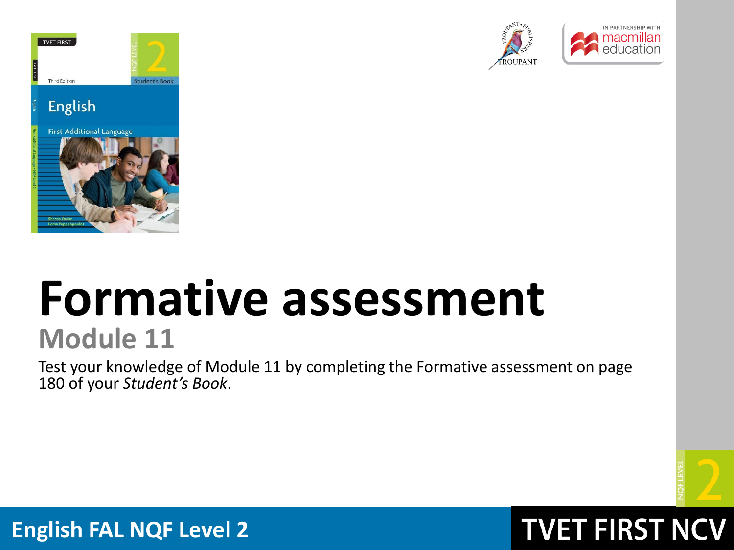# Formative assessment

## Module 11

Test your knowledge of Module 11 by completing the Formative assessment on page 180 of your *Student's Book*.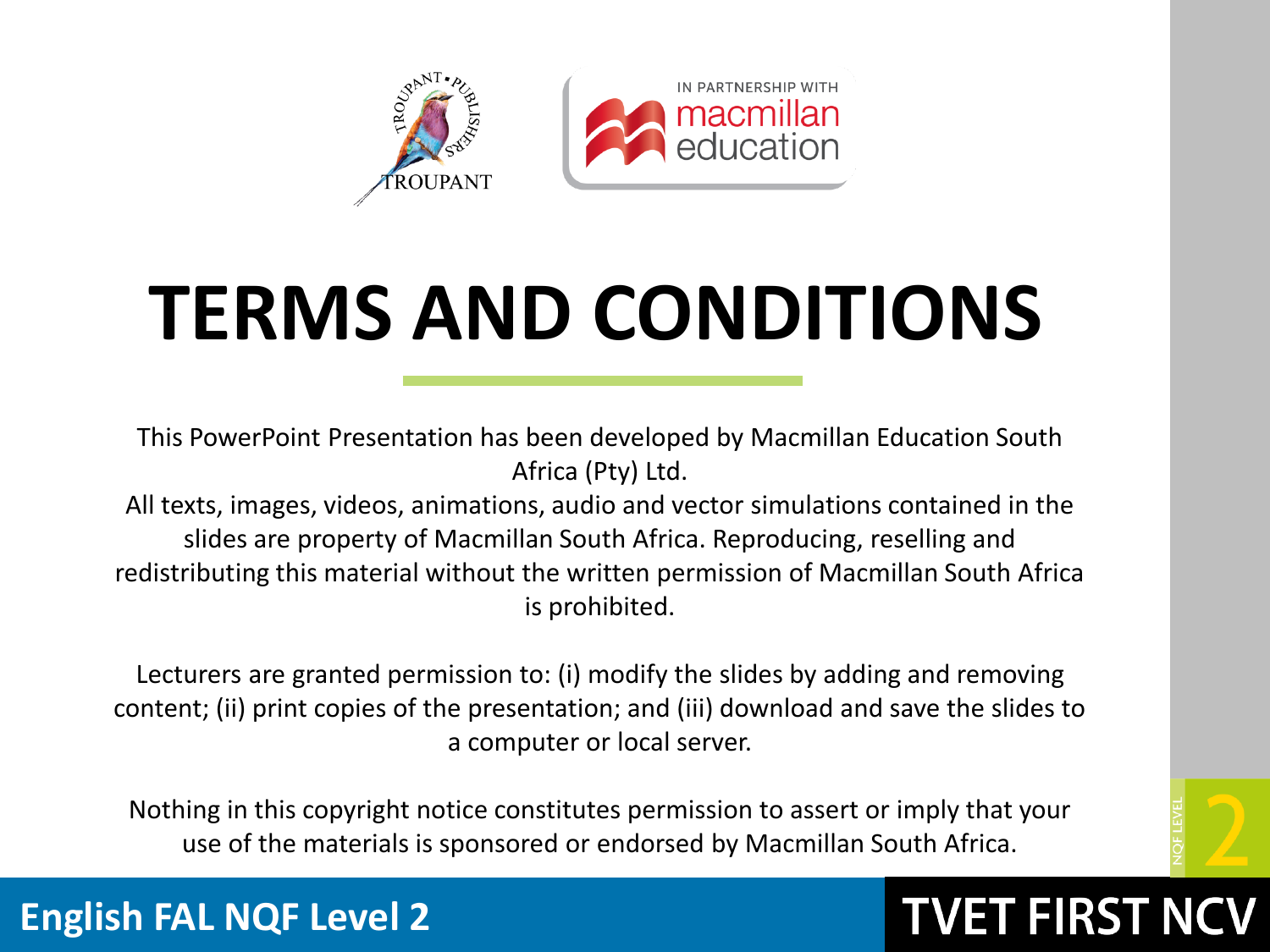# TERMS AND CONDITIONS

This PowerPoint Presentation has been developed by Macmillan Education South Africa (Pty) Ltd.

All texts, images, videos, animations, audio and vector simulations contained in the slides are property of Macmillan South Africa. Reproducing, reselling and redistributing this material without the written permission of Macmillan South Africa is prohibited.

Lecturers are granted permission to: (i) modify the slides by adding and removing content; (ii) print copies of the presentation; and (iii) download and save the slides to a computer or local server.

Nothing in this copyright notice constitutes permission to assert or imply that your use of the materials is sponsored or endorsed by Macmillan South Africa.